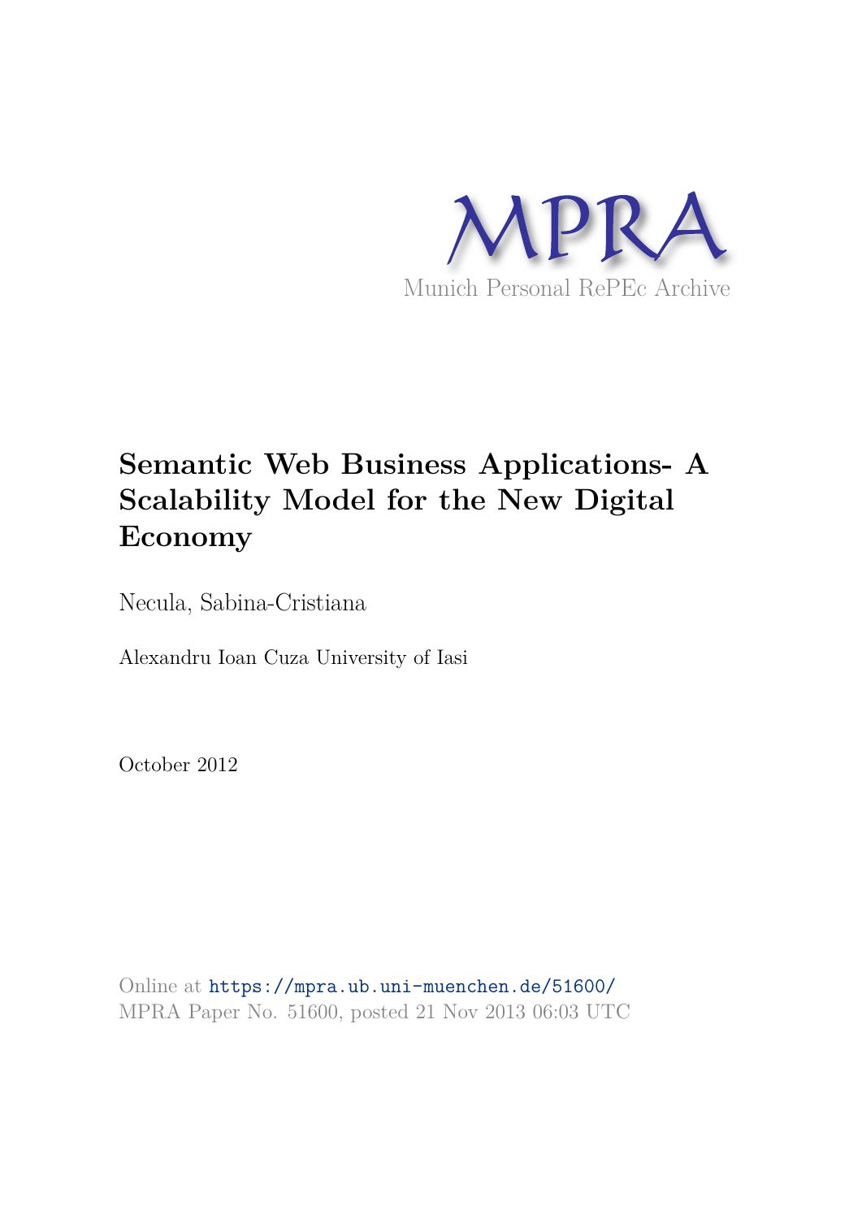MPRA

Munich Personal RePEc Archive

# Semantic Web Business Applications- A Scalability Model for the New Digital Economy

Necula, Sabina-Cristiana

Alexandru Ioan Cuza University of Iasi

October 2012

Online at https://mpra.ub.uni-muenchen.de/51600/
MPRA Paper No. 51600, posted 21 Nov 2013 06:03 UTC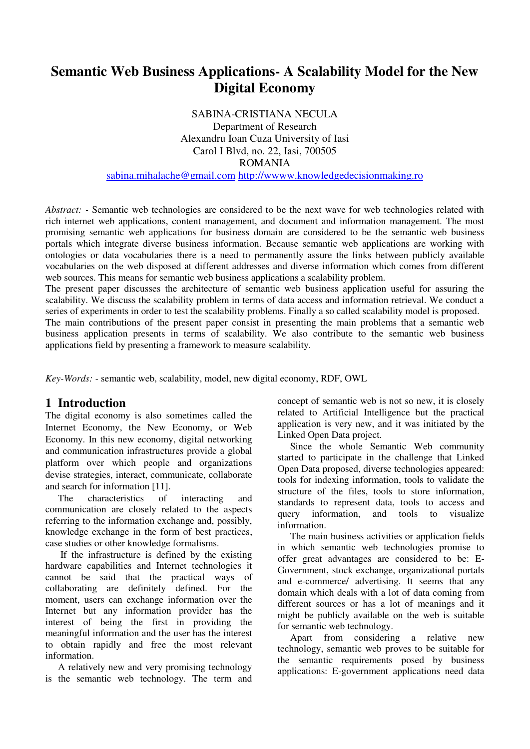# Semantic Web Business Applications- A Scalability Model for the New Digital Economy

SABINA-CRISTIANA NECULA  
Department of Research  
Alexandru Ioan Cuza University of Iasi  
Carol I Blvd, no. 22, Iasi, 700505  
ROMANIA  
sabina.mihalache@gmail.com http://wwww.knowledgedecisionmaking.ro

*Abstract:* - Semantic web technologies are considered to be the next wave for web technologies related with rich internet web applications, content management, and document and information management. The most promising semantic web applications for business domain are considered to be the semantic web business portals which integrate diverse business information. Because semantic web applications are working with ontologies or data vocabularies there is a need to permanently assure the links between publicly available vocabularies on the web disposed at different addresses and diverse information which comes from different web sources. This means for semantic web business applications a scalability problem.

The present paper discusses the architecture of semantic web business application useful for assuring the scalability. We discuss the scalability problem in terms of data access and information retrieval. We conduct a series of experiments in order to test the scalability problems. Finally a so called scalability model is proposed.

The main contributions of the present paper consist in presenting the main problems that a semantic web business application presents in terms of scalability. We also contribute to the semantic web business applications field by presenting a framework to measure scalability.

*Key-Words:* - semantic web, scalability, model, new digital economy, RDF, OWL

## 1 Introduction

The digital economy is also sometimes called the Internet Economy, the New Economy, or Web Economy. In this new economy, digital networking and communication infrastructures provide a global platform over which people and organizations devise strategies, interact, communicate, collaborate and search for information [11].

The characteristics of interacting and communication are closely related to the aspects referring to the information exchange and, possibly, knowledge exchange in the form of best practices, case studies or other knowledge formalisms.

If the infrastructure is defined by the existing hardware capabilities and Internet technologies it cannot be said that the practical ways of collaborating are definitely defined. For the moment, users can exchange information over the Internet but any information provider has the interest of being the first in providing the meaningful information and the user has the interest to obtain rapidly and free the most relevant information.

A relatively new and very promising technology is the semantic web technology. The term and concept of semantic web is not so new, it is closely related to Artificial Intelligence but the practical application is very new, and it was initiated by the Linked Open Data project.

Since the whole Semantic Web community started to participate in the challenge that Linked Open Data proposed, diverse technologies appeared: tools for indexing information, tools to validate the structure of the files, tools to store information, standards to represent data, tools to access and query information, and tools to visualize information.

The main business activities or application fields in which semantic web technologies promise to offer great advantages are considered to be: E-Government, stock exchange, organizational portals and e-commerce/ advertising. It seems that any domain which deals with a lot of data coming from different sources or has a lot of meanings and it might be publicly available on the web is suitable for semantic web technology.

Apart from considering a relative new technology, semantic web proves to be suitable for the semantic requirements posed by business applications: E-government applications need data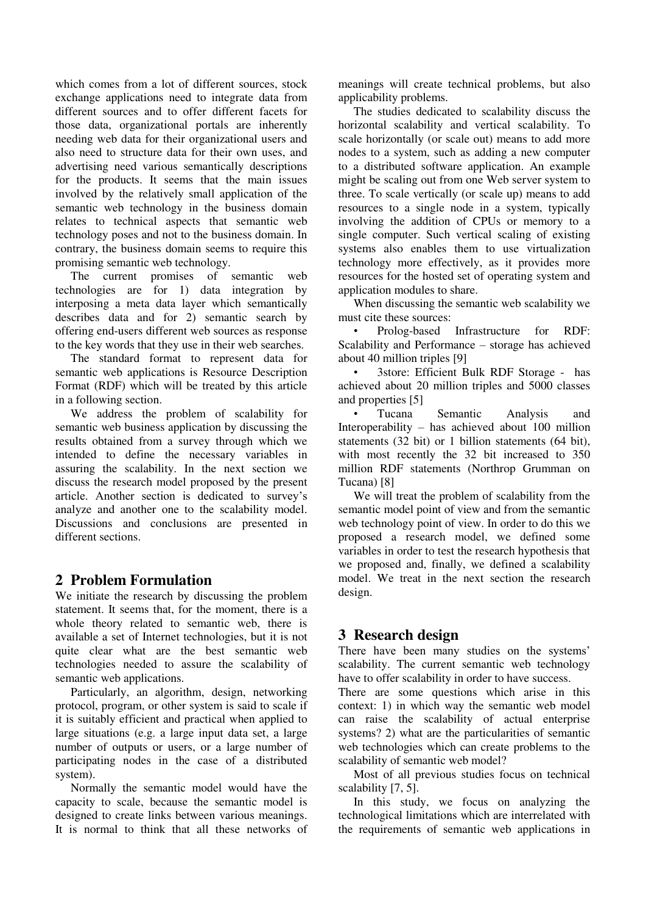which comes from a lot of different sources, stock exchange applications need to integrate data from different sources and to offer different facets for those data, organizational portals are inherently needing web data for their organizational users and also need to structure data for their own uses, and advertising need various semantically descriptions for the products. It seems that the main issues involved by the relatively small application of the semantic web technology in the business domain relates to technical aspects that semantic web technology poses and not to the business domain. In contrary, the business domain seems to require this promising semantic web technology.

The current promises of semantic web technologies are for 1) data integration by interposing a meta data layer which semantically describes data and for 2) semantic search by offering end-users different web sources as response to the key words that they use in their web searches.

The standard format to represent data for semantic web applications is Resource Description Format (RDF) which will be treated by this article in a following section.

We address the problem of scalability for semantic web business application by discussing the results obtained from a survey through which we intended to define the necessary variables in assuring the scalability. In the next section we discuss the research model proposed by the present article. Another section is dedicated to survey's analyze and another one to the scalability model. Discussions and conclusions are presented in different sections.

## 2 Problem Formulation

We initiate the research by discussing the problem statement. It seems that, for the moment, there is a whole theory related to semantic web, there is available a set of Internet technologies, but it is not quite clear what are the best semantic web technologies needed to assure the scalability of semantic web applications.

Particularly, an algorithm, design, networking protocol, program, or other system is said to scale if it is suitably efficient and practical when applied to large situations (e.g. a large input data set, a large number of outputs or users, or a large number of participating nodes in the case of a distributed system).

Normally the semantic model would have the capacity to scale, because the semantic model is designed to create links between various meanings. It is normal to think that all these networks of meanings will create technical problems, but also applicability problems.

The studies dedicated to scalability discuss the horizontal scalability and vertical scalability. To scale horizontally (or scale out) means to add more nodes to a system, such as adding a new computer to a distributed software application. An example might be scaling out from one Web server system to three. To scale vertically (or scale up) means to add resources to a single node in a system, typically involving the addition of CPUs or memory to a single computer. Such vertical scaling of existing systems also enables them to use virtualization technology more effectively, as it provides more resources for the hosted set of operating system and application modules to share.

When discussing the semantic web scalability we must cite these sources:

- Prolog-based Infrastructure for RDF: Scalability and Performance – storage has achieved about 40 million triples [9]
- 3store: Efficient Bulk RDF Storage - has achieved about 20 million triples and 5000 classes and properties [5]
- Tucana Semantic Analysis and Interoperability – has achieved about 100 million statements (32 bit) or 1 billion statements (64 bit), with most recently the 32 bit increased to 350 million RDF statements (Northrop Grumman on Tucana) [8]

We will treat the problem of scalability from the semantic model point of view and from the semantic web technology point of view. In order to do this we proposed a research model, we defined some variables in order to test the research hypothesis that we proposed and, finally, we defined a scalability model. We treat in the next section the research design.

## 3 Research design

There have been many studies on the systems' scalability. The current semantic web technology have to offer scalability in order to have success.

There are some questions which arise in this context: 1) in which way the semantic web model can raise the scalability of actual enterprise systems? 2) what are the particularities of semantic web technologies which can create problems to the scalability of semantic web model?

Most of all previous studies focus on technical scalability [7, 5].

In this study, we focus on analyzing the technological limitations which are interrelated with the requirements of semantic web applications in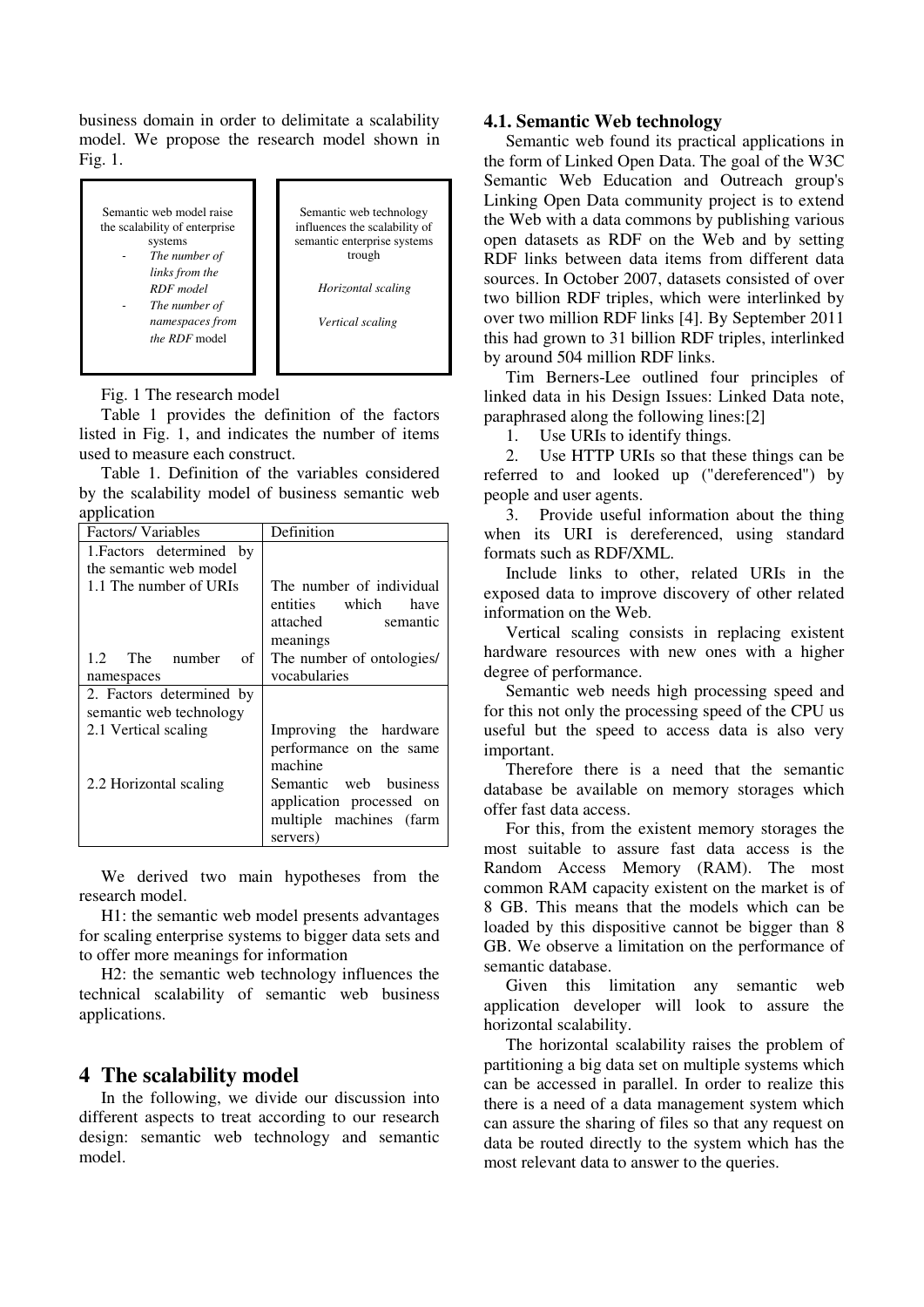business domain in order to delimitate a scalability model. We propose the research model shown in Fig. 1.

| Semantic web model raise the scalability of enterprise systems<br>- *The number of links from the RDF model*<br>- *The number of namespaces from the RDF* model | Semantic web technology influences the scalability of semantic enterprise systems trough<br><br>*Horizontal scaling*<br><br>*Vertical scaling* |
|---|---|

Fig. 1 The research model

Table 1 provides the definition of the factors listed in Fig. 1, and indicates the number of items used to measure each construct.

Table 1. Definition of the variables considered by the scalability model of business semantic web application

| Factors/ Variables | Definition |
|---|---|
| 1.Factors determined by the semantic web model | |
| 1.1 The number of URIs | The number of individual entities which have attached semantic meanings |
| 1.2 The number of namespaces | The number of ontologies/ vocabularies |
| 2. Factors determined by semantic web technology | |
| 2.1 Vertical scaling | Improving the hardware performance on the same machine |
| 2.2 Horizontal scaling | Semantic web business application processed on multiple machines (farm servers) |

We derived two main hypotheses from the research model.

H1: the semantic web model presents advantages for scaling enterprise systems to bigger data sets and to offer more meanings for information

H2: the semantic web technology influences the technical scalability of semantic web business applications.

# 4 The scalability model

In the following, we divide our discussion into different aspects to treat according to our research design: semantic web technology and semantic model.

## 4.1. Semantic Web technology

Semantic web found its practical applications in the form of Linked Open Data. The goal of the W3C Semantic Web Education and Outreach group's Linking Open Data community project is to extend the Web with a data commons by publishing various open datasets as RDF on the Web and by setting RDF links between data items from different data sources. In October 2007, datasets consisted of over two billion RDF triples, which were interlinked by over two million RDF links [4]. By September 2011 this had grown to 31 billion RDF triples, interlinked by around 504 million RDF links.

Tim Berners-Lee outlined four principles of linked data in his Design Issues: Linked Data note, paraphrased along the following lines:[2]

1. Use URIs to identify things.
2. Use HTTP URIs so that these things can be referred to and looked up ("dereferenced") by people and user agents.
3. Provide useful information about the thing when its URI is dereferenced, using standard formats such as RDF/XML.

Include links to other, related URIs in the exposed data to improve discovery of other related information on the Web.

Vertical scaling consists in replacing existent hardware resources with new ones with a higher degree of performance.

Semantic web needs high processing speed and for this not only the processing speed of the CPU us useful but the speed to access data is also very important.

Therefore there is a need that the semantic database be available on memory storages which offer fast data access.

For this, from the existent memory storages the most suitable to assure fast data access is the Random Access Memory (RAM). The most common RAM capacity existent on the market is of 8 GB. This means that the models which can be loaded by this dispositive cannot be bigger than 8 GB. We observe a limitation on the performance of semantic database.

Given this limitation any semantic web application developer will look to assure the horizontal scalability.

The horizontal scalability raises the problem of partitioning a big data set on multiple systems which can be accessed in parallel. In order to realize this there is a need of a data management system which can assure the sharing of files so that any request on data be routed directly to the system which has the most relevant data to answer to the queries.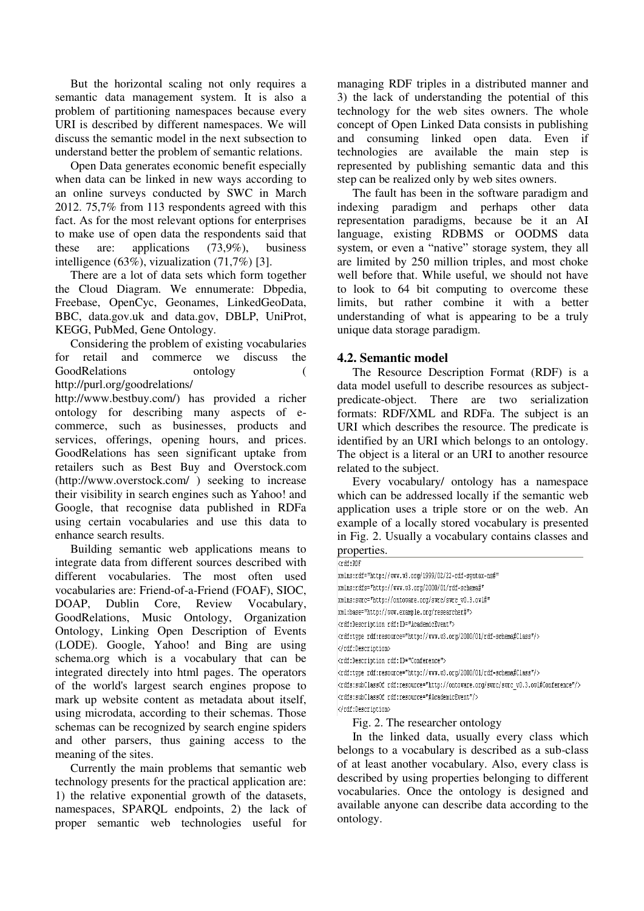But the horizontal scaling not only requires a semantic data management system. It is also a problem of partitioning namespaces because every URI is described by different namespaces. We will discuss the semantic model in the next subsection to understand better the problem of semantic relations.

Open Data generates economic benefit especially when data can be linked in new ways according to an online surveys conducted by SWC in March 2012. 75,7% from 113 respondents agreed with this fact. As for the most relevant options for enterprises to make use of open data the respondents said that these are: applications (73,9%), business intelligence (63%), vizualization (71,7%) [3].

There are a lot of data sets which form together the Cloud Diagram. We ennumerate: Dbpedia, Freebase, OpenCyc, Geonames, LinkedGeoData, BBC, data.gov.uk and data.gov, DBLP, UniProt, KEGG, PubMed, Gene Ontology.

Considering the problem of existing vocabularies for retail and commerce we discuss the GoodRelations ontology ( http://purl.org/goodrelations/ http://www.bestbuy.com/) has provided a richer ontology for describing many aspects of e-commerce, such as businesses, products and services, offerings, opening hours, and prices. GoodRelations has seen significant uptake from retailers such as Best Buy and Overstock.com (http://www.overstock.com/ ) seeking to increase their visibility in search engines such as Yahoo! and Google, that recognise data published in RDFa using certain vocabularies and use this data to enhance search results.

Building semantic web applications means to integrate data from different sources described with different vocabularies. The most often used vocabularies are: Friend-of-a-Friend (FOAF), SIOC, DOAP, Dublin Core, Review Vocabulary, GoodRelations, Music Ontology, Organization Ontology, Linking Open Description of Events (LODE). Google, Yahoo! and Bing are using schema.org which is a vocabulary that can be integrated directely into html pages. The operators of the world's largest search engines propose to mark up website content as metadata about itself, using microdata, according to their schemas. Those schemas can be recognized by search engine spiders and other parsers, thus gaining access to the meaning of the sites.

Currently the main problems that semantic web technology presents for the practical application are: 1) the relative exponential growth of the datasets, namespaces, SPARQL endpoints, 2) the lack of proper semantic web technologies useful for managing RDF triples in a distributed manner and 3) the lack of understanding the potential of this technology for the web sites owners. The whole concept of Open Linked Data consists in publishing and consuming linked open data. Even if technologies are available the main step is represented by publishing semantic data and this step can be realized only by web sites owners.

The fault has been in the software paradigm and indexing paradigm and perhaps other data representation paradigms, because be it an AI language, existing RDBMS or OODMS data system, or even a "native" storage system, they all are limited by 250 million triples, and most choke well before that. While useful, we should not have to look to 64 bit computing to overcome these limits, but rather combine it with a better understanding of what is appearing to be a truly unique data storage paradigm.

## 4.2. Semantic model

The Resource Description Format (RDF) is a data model usefull to describe resources as subject-predicate-object. There are two serialization formats: RDF/XML and RDFa. The subject is an URI which describes the resource. The predicate is identified by an URI which belongs to an ontology. The object is a literal or an URI to another resource related to the subject.

Every vocabulary/ ontology has a namespace which can be addressed locally if the semantic web application uses a triple store or on the web. An example of a locally stored vocabulary is presented in Fig. 2. Usually a vocabulary contains classes and properties.

```
<rdf:RDF
xmlns:rdf="http://www.w3.org/1999/02/22-rdf-syntax-ns#"
xmlns:rdfs="http://www.w3.org/2000/01/rdf-schema#"
xmlns:swrc="http://ontoware.org/swrc/swrc_v0.3.owl#"
xml:base="http://www.example.org/researcher#">
<rdf:Description rdf:ID="AcademicEvent">
<rdf:type rdf:resource="http://www.w3.org/2000/01/rdf-schema#Class"/>
</rdf:Description>
<rdf:Description rdf:ID="Conference">
<rdf:type rdf:resource="http://www.w3.org/2000/01/rdf-schema#Class"/>
<rdfs:subClassOf rdf:resource="http://ontoware.org/swrc/swrc_v0.3.owl#Conference"/>
<rdfs:subClassOf rdf:resource="#AcademicEvent"/>
</rdf:Description>
```

Fig. 2. The researcher ontology

In the linked data, usually every class which belongs to a vocabulary is described as a sub-class of at least another vocabulary. Also, every class is described by using properties belonging to different vocabularies. Once the ontology is designed and available anyone can describe data according to the ontology.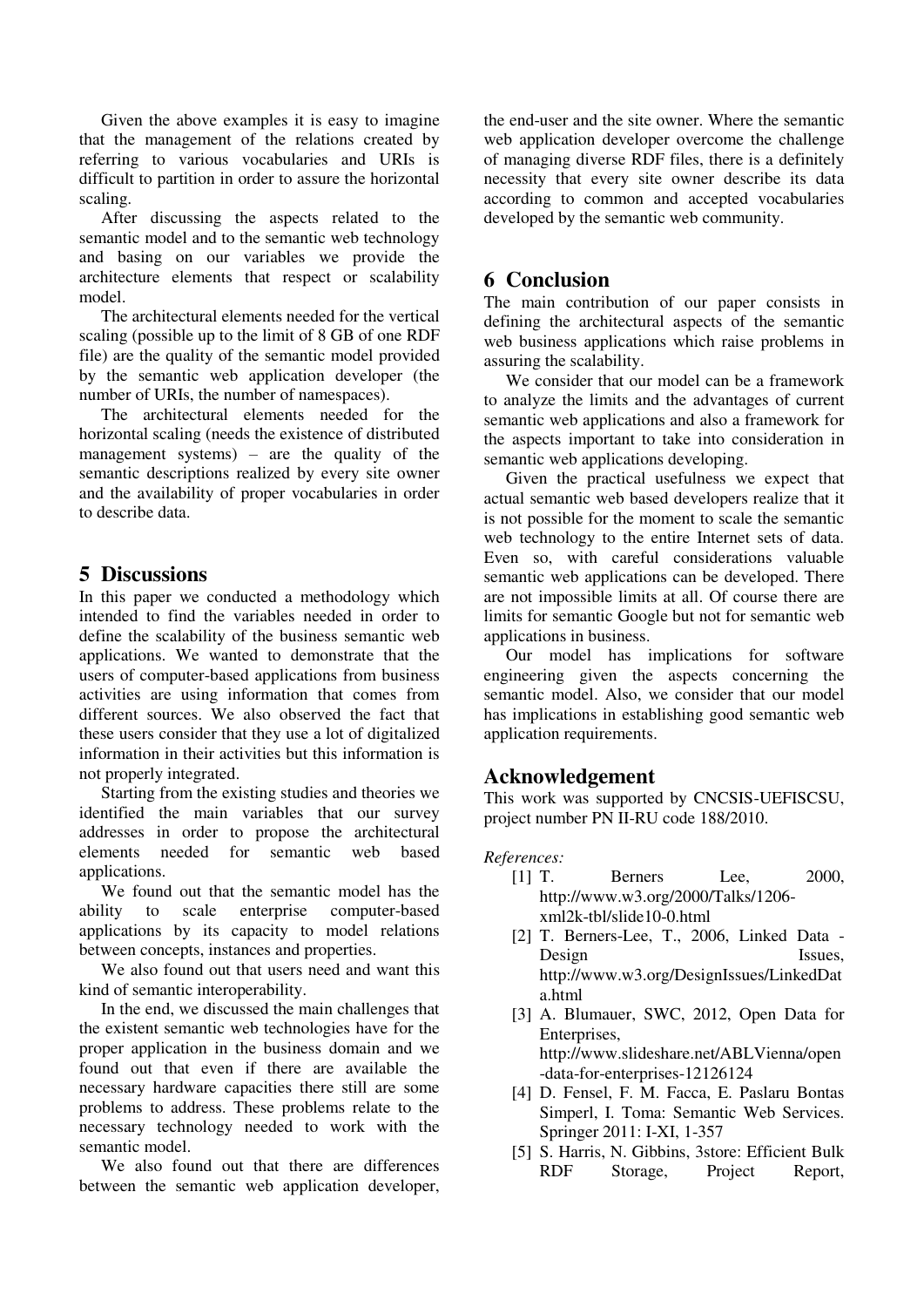Given the above examples it is easy to imagine that the management of the relations created by referring to various vocabularies and URIs is difficult to partition in order to assure the horizontal scaling.

After discussing the aspects related to the semantic model and to the semantic web technology and basing on our variables we provide the architecture elements that respect or scalability model.

The architectural elements needed for the vertical scaling (possible up to the limit of 8 GB of one RDF file) are the quality of the semantic model provided by the semantic web application developer (the number of URIs, the number of namespaces).

The architectural elements needed for the horizontal scaling (needs the existence of distributed management systems) – are the quality of the semantic descriptions realized by every site owner and the availability of proper vocabularies in order to describe data.

## 5 Discussions

In this paper we conducted a methodology which intended to find the variables needed in order to define the scalability of the business semantic web applications. We wanted to demonstrate that the users of computer-based applications from business activities are using information that comes from different sources. We also observed the fact that these users consider that they use a lot of digitalized information in their activities but this information is not properly integrated.

Starting from the existing studies and theories we identified the main variables that our survey addresses in order to propose the architectural elements needed for semantic web based applications.

We found out that the semantic model has the ability to scale enterprise computer-based applications by its capacity to model relations between concepts, instances and properties.

We also found out that users need and want this kind of semantic interoperability.

In the end, we discussed the main challenges that the existent semantic web technologies have for the proper application in the business domain and we found out that even if there are available the necessary hardware capacities there still are some problems to address. These problems relate to the necessary technology needed to work with the semantic model.

We also found out that there are differences between the semantic web application developer, the end-user and the site owner. Where the semantic web application developer overcome the challenge of managing diverse RDF files, there is a definitely necessity that every site owner describe its data according to common and accepted vocabularies developed by the semantic web community.

## 6 Conclusion

The main contribution of our paper consists in defining the architectural aspects of the semantic web business applications which raise problems in assuring the scalability.

We consider that our model can be a framework to analyze the limits and the advantages of current semantic web applications and also a framework for the aspects important to take into consideration in semantic web applications developing.

Given the practical usefulness we expect that actual semantic web based developers realize that it is not possible for the moment to scale the semantic web technology to the entire Internet sets of data. Even so, with careful considerations valuable semantic web applications can be developed. There are not impossible limits at all. Of course there are limits for semantic Google but not for semantic web applications in business.

Our model has implications for software engineering given the aspects concerning the semantic model. Also, we consider that our model has implications in establishing good semantic web application requirements.

## Acknowledgement

This work was supported by CNCSIS-UEFISCSU, project number PN II-RU code 188/2010.

*References:*

- [1] T. Berners Lee, 2000, http://www.w3.org/2000/Talks/1206-xml2k-tbl/slide10-0.html
- [2] T. Berners-Lee, T., 2006, Linked Data - Design Issues, http://www.w3.org/DesignIssues/LinkedData.html
- [3] A. Blumauer, SWC, 2012, Open Data for Enterprises, http://www.slideshare.net/ABLVienna/open-data-for-enterprises-12126124
- [4] D. Fensel, F. M. Facca, E. Paslaru Bontas Simperl, I. Toma: Semantic Web Services. Springer 2011: I-XI, 1-357
- [5] S. Harris, N. Gibbins, 3store: Efficient Bulk RDF Storage, Project Report,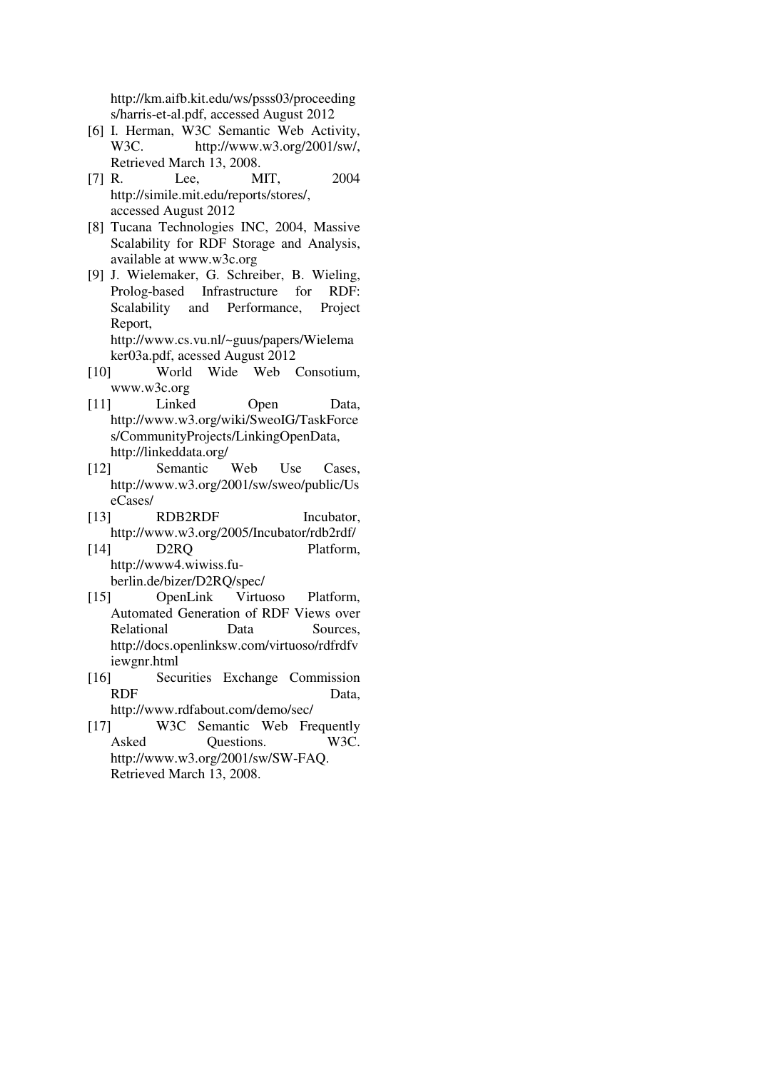http://km.aifb.kit.edu/ws/psss03/proceedings/harris-et-al.pdf, accessed August 2012

[6] I. Herman, W3C Semantic Web Activity, W3C. http://www.w3.org/2001/sw/, Retrieved March 13, 2008.

[7] R. Lee, MIT, 2004 http://simile.mit.edu/reports/stores/, accessed August 2012

[8] Tucana Technologies INC, 2004, Massive Scalability for RDF Storage and Analysis, available at www.w3c.org

[9] J. Wielemaker, G. Schreiber, B. Wieling, Prolog-based Infrastructure for RDF: Scalability and Performance, Project Report, http://www.cs.vu.nl/~guus/papers/Wielemaker03a.pdf, acessed August 2012

[10] World Wide Web Consotium, www.w3c.org

[11] Linked Open Data, http://www.w3.org/wiki/SweoIG/TaskForces/CommunityProjects/LinkingOpenData, http://linkeddata.org/

[12] Semantic Web Use Cases, http://www.w3.org/2001/sw/sweo/public/UseCases/

[13] RDB2RDF Incubator, http://www.w3.org/2005/Incubator/rdb2rdf/

[14] D2RQ Platform, http://www4.wiwiss.fu-berlin.de/bizer/D2RQ/spec/

[15] OpenLink Virtuoso Platform, Automated Generation of RDF Views over Relational Data Sources, http://docs.openlinksw.com/virtuoso/rdfrdfviewgnr.html

[16] Securities Exchange Commission RDF Data, http://www.rdfabout.com/demo/sec/

[17] W3C Semantic Web Frequently Asked Questions. W3C. http://www.w3.org/2001/sw/SW-FAQ. Retrieved March 13, 2008.